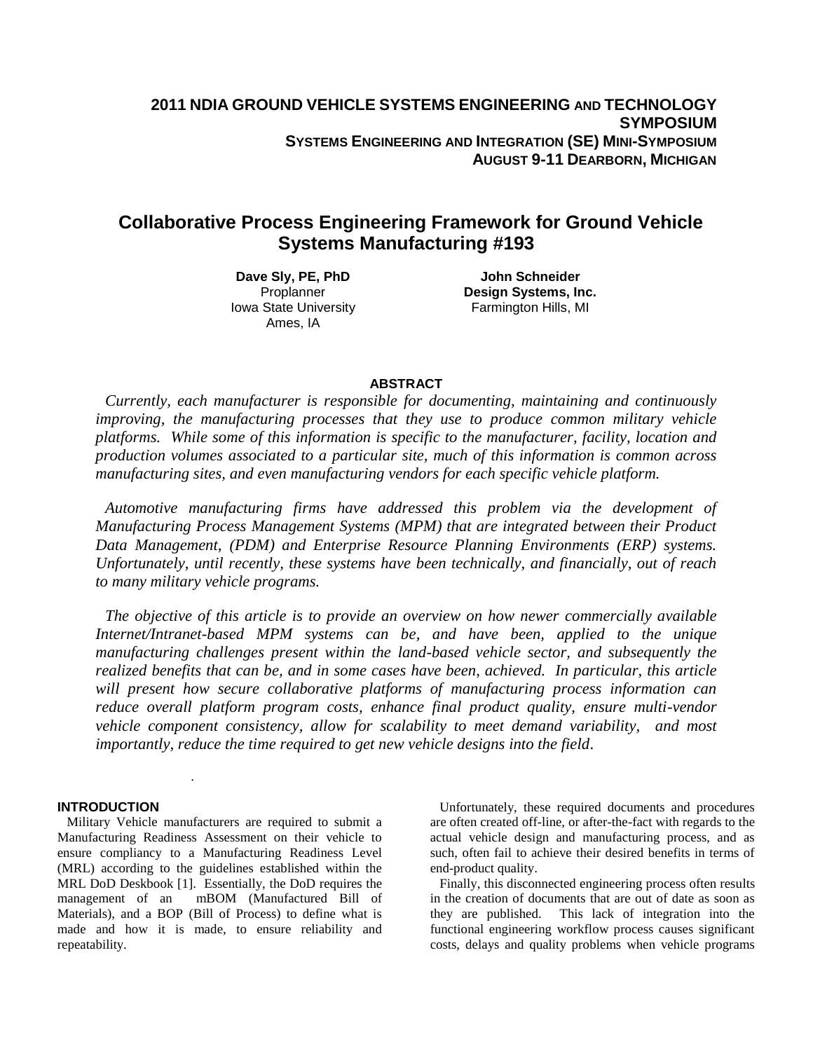**2011 NDIA GROUND VEHICLE SYSTEMS ENGINEERING AND TECHNOLOGY SYMPOSIUM**
**SYSTEMS ENGINEERING AND INTEGRATION (SE) MINI-SYMPOSIUM**
**AUGUST 9-11 DEARBORN, MICHIGAN**

# Collaborative Process Engineering Framework for Ground Vehicle Systems Manufacturing #193

**Dave Sly, PE, PhD**
Proplanner
Iowa State University
Ames, IA

**John Schneider**
**Design Systems, Inc.**
Farmington Hills, MI

## ABSTRACT

*Currently, each manufacturer is responsible for documenting, maintaining and continuously improving, the manufacturing processes that they use to produce common military vehicle platforms. While some of this information is specific to the manufacturer, facility, location and production volumes associated to a particular site, much of this information is common across manufacturing sites, and even manufacturing vendors for each specific vehicle platform.*

*Automotive manufacturing firms have addressed this problem via the development of Manufacturing Process Management Systems (MPM) that are integrated between their Product Data Management, (PDM) and Enterprise Resource Planning Environments (ERP) systems. Unfortunately, until recently, these systems have been technically, and financially, out of reach to many military vehicle programs.*

*The objective of this article is to provide an overview on how newer commercially available Internet/Intranet-based MPM systems can be, and have been, applied to the unique manufacturing challenges present within the land-based vehicle sector, and subsequently the realized benefits that can be, and in some cases have been, achieved. In particular, this article will present how secure collaborative platforms of manufacturing process information can reduce overall platform program costs, enhance final product quality, ensure multi-vendor vehicle component consistency, allow for scalability to meet demand variability, and most importantly, reduce the time required to get new vehicle designs into the field.*

## INTRODUCTION

Military Vehicle manufacturers are required to submit a Manufacturing Readiness Assessment on their vehicle to ensure compliancy to a Manufacturing Readiness Level (MRL) according to the guidelines established within the MRL DoD Deskbook [1]. Essentially, the DoD requires the management of an mBOM (Manufactured Bill of Materials), and a BOP (Bill of Process) to define what is made and how it is made, to ensure reliability and repeatability.

Unfortunately, these required documents and procedures are often created off-line, or after-the-fact with regards to the actual vehicle design and manufacturing process, and as such, often fail to achieve their desired benefits in terms of end-product quality.

Finally, this disconnected engineering process often results in the creation of documents that are out of date as soon as they are published. This lack of integration into the functional engineering workflow process causes significant costs, delays and quality problems when vehicle programs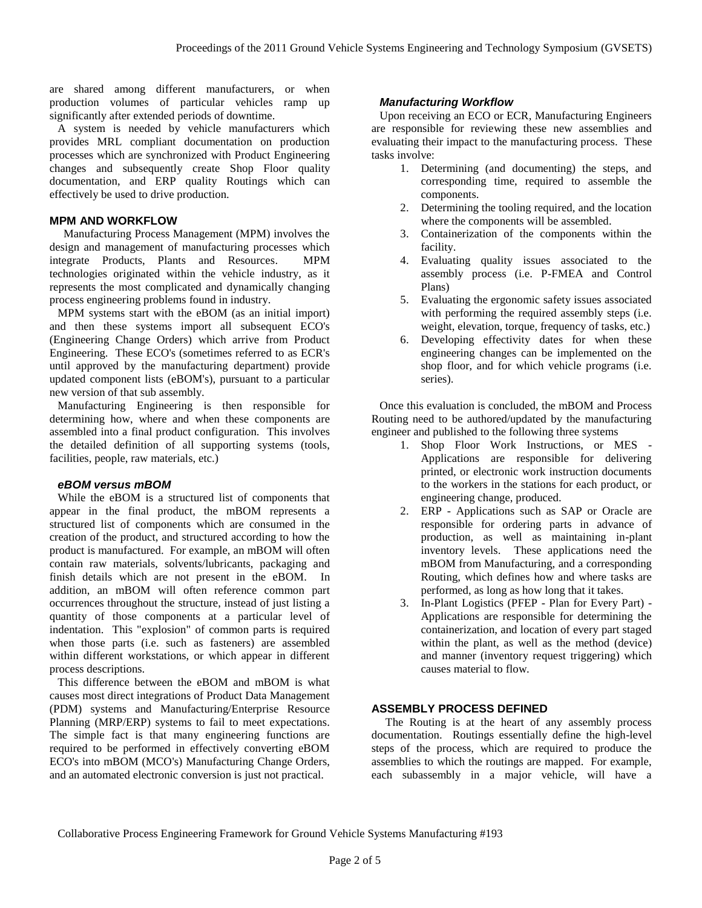are shared among different manufacturers, or when production volumes of particular vehicles ramp up significantly after extended periods of downtime.

A system is needed by vehicle manufacturers which provides MRL compliant documentation on production processes which are synchronized with Product Engineering changes and subsequently create Shop Floor quality documentation, and ERP quality Routings which can effectively be used to drive production.

## MPM AND WORKFLOW

Manufacturing Process Management (MPM) involves the design and management of manufacturing processes which integrate Products, Plants and Resources. MPM technologies originated within the vehicle industry, as it represents the most complicated and dynamically changing process engineering problems found in industry.

MPM systems start with the eBOM (as an initial import) and then these systems import all subsequent ECO's (Engineering Change Orders) which arrive from Product Engineering. These ECO's (sometimes referred to as ECR's until approved by the manufacturing department) provide updated component lists (eBOM's), pursuant to a particular new version of that sub assembly.

Manufacturing Engineering is then responsible for determining how, where and when these components are assembled into a final product configuration. This involves the detailed definition of all supporting systems (tools, facilities, people, raw materials, etc.)

### *eBOM versus mBOM*

While the eBOM is a structured list of components that appear in the final product, the mBOM represents a structured list of components which are consumed in the creation of the product, and structured according to how the product is manufactured. For example, an mBOM will often contain raw materials, solvents/lubricants, packaging and finish details which are not present in the eBOM. In addition, an mBOM will often reference common part occurrences throughout the structure, instead of just listing a quantity of those components at a particular level of indentation. This "explosion" of common parts is required when those parts (i.e. such as fasteners) are assembled within different workstations, or which appear in different process descriptions.

This difference between the eBOM and mBOM is what causes most direct integrations of Product Data Management (PDM) systems and Manufacturing/Enterprise Resource Planning (MRP/ERP) systems to fail to meet expectations. The simple fact is that many engineering functions are required to be performed in effectively converting eBOM ECO's into mBOM (MCO's) Manufacturing Change Orders, and an automated electronic conversion is just not practical.

### *Manufacturing Workflow*

Upon receiving an ECO or ECR, Manufacturing Engineers are responsible for reviewing these new assemblies and evaluating their impact to the manufacturing process. These tasks involve:

1. Determining (and documenting) the steps, and corresponding time, required to assemble the components.
2. Determining the tooling required, and the location where the components will be assembled.
3. Containerization of the components within the facility.
4. Evaluating quality issues associated to the assembly process (i.e. P-FMEA and Control Plans)
5. Evaluating the ergonomic safety issues associated with performing the required assembly steps (i.e. weight, elevation, torque, frequency of tasks, etc.)
6. Developing effectivity dates for when these engineering changes can be implemented on the shop floor, and for which vehicle programs (i.e. series).

Once this evaluation is concluded, the mBOM and Process Routing need to be authored/updated by the manufacturing engineer and published to the following three systems

1. Shop Floor Work Instructions, or MES - Applications are responsible for delivering printed, or electronic work instruction documents to the workers in the stations for each product, or engineering change, produced.
2. ERP - Applications such as SAP or Oracle are responsible for ordering parts in advance of production, as well as maintaining in-plant inventory levels. These applications need the mBOM from Manufacturing, and a corresponding Routing, which defines how and where tasks are performed, as long as how long that it takes.
3. In-Plant Logistics (PFEP - Plan for Every Part) - Applications are responsible for determining the containerization, and location of every part staged within the plant, as well as the method (device) and manner (inventory request triggering) which causes material to flow.

## ASSEMBLY PROCESS DEFINED

The Routing is at the heart of any assembly process documentation. Routings essentially define the high-level steps of the process, which are required to produce the assemblies to which the routings are mapped. For example, each subassembly in a major vehicle, will have a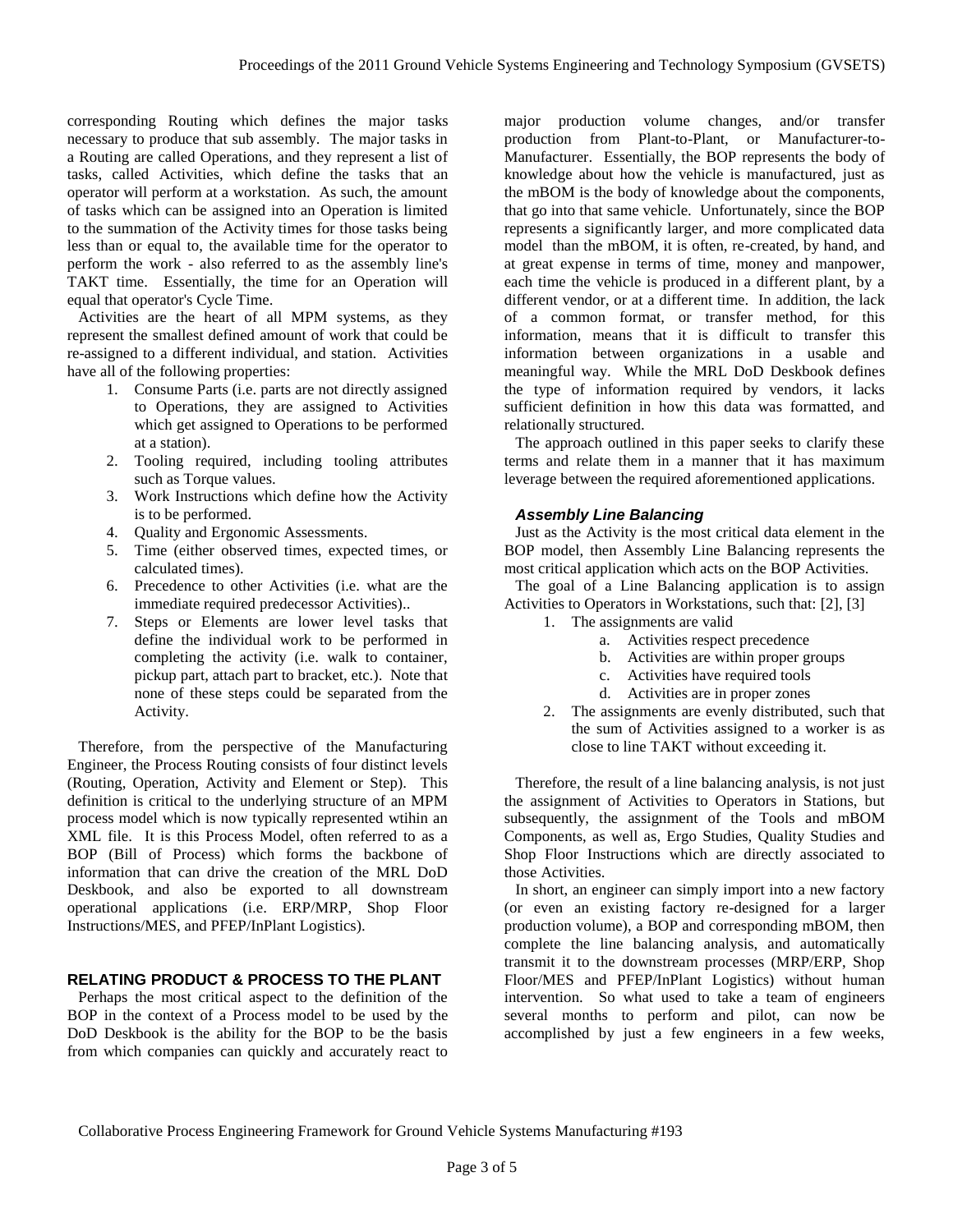corresponding Routing which defines the major tasks necessary to produce that sub assembly. The major tasks in a Routing are called Operations, and they represent a list of tasks, called Activities, which define the tasks that an operator will perform at a workstation. As such, the amount of tasks which can be assigned into an Operation is limited to the summation of the Activity times for those tasks being less than or equal to, the available time for the operator to perform the work - also referred to as the assembly line's TAKT time. Essentially, the time for an Operation will equal that operator's Cycle Time.

Activities are the heart of all MPM systems, as they represent the smallest defined amount of work that could be re-assigned to a different individual, and station. Activities have all of the following properties:

1. Consume Parts (i.e. parts are not directly assigned to Operations, they are assigned to Activities which get assigned to Operations to be performed at a station).
2. Tooling required, including tooling attributes such as Torque values.
3. Work Instructions which define how the Activity is to be performed.
4. Quality and Ergonomic Assessments.
5. Time (either observed times, expected times, or calculated times).
6. Precedence to other Activities (i.e. what are the immediate required predecessor Activities)..
7. Steps or Elements are lower level tasks that define the individual work to be performed in completing the activity (i.e. walk to container, pickup part, attach part to bracket, etc.). Note that none of these steps could be separated from the Activity.

Therefore, from the perspective of the Manufacturing Engineer, the Process Routing consists of four distinct levels (Routing, Operation, Activity and Element or Step). This definition is critical to the underlying structure of an MPM process model which is now typically represented wtihin an XML file. It is this Process Model, often referred to as a BOP (Bill of Process) which forms the backbone of information that can drive the creation of the MRL DoD Deskbook, and also be exported to all downstream operational applications (i.e. ERP/MRP, Shop Floor Instructions/MES, and PFEP/InPlant Logistics).

## RELATING PRODUCT & PROCESS TO THE PLANT

Perhaps the most critical aspect to the definition of the BOP in the context of a Process model to be used by the DoD Deskbook is the ability for the BOP to be the basis from which companies can quickly and accurately react to major production volume changes, and/or transfer production from Plant-to-Plant, or Manufacturer-to-Manufacturer. Essentially, the BOP represents the body of knowledge about how the vehicle is manufactured, just as the mBOM is the body of knowledge about the components, that go into that same vehicle. Unfortunately, since the BOP represents a significantly larger, and more complicated data model than the mBOM, it is often, re-created, by hand, and at great expense in terms of time, money and manpower, each time the vehicle is produced in a different plant, by a different vendor, or at a different time. In addition, the lack of a common format, or transfer method, for this information, means that it is difficult to transfer this information between organizations in a usable and meaningful way. While the MRL DoD Deskbook defines the type of information required by vendors, it lacks sufficient definition in how this data was formatted, and relationally structured.

The approach outlined in this paper seeks to clarify these terms and relate them in a manner that it has maximum leverage between the required aforementioned applications.

### *Assembly Line Balancing*

Just as the Activity is the most critical data element in the BOP model, then Assembly Line Balancing represents the most critical application which acts on the BOP Activities.

The goal of a Line Balancing application is to assign Activities to Operators in Workstations, such that: [2], [3]

1. The assignments are valid
    a. Activities respect precedence
    b. Activities are within proper groups
    c. Activities have required tools
    d. Activities are in proper zones
2. The assignments are evenly distributed, such that the sum of Activities assigned to a worker is as close to line TAKT without exceeding it.

Therefore, the result of a line balancing analysis, is not just the assignment of Activities to Operators in Stations, but subsequently, the assignment of the Tools and mBOM Components, as well as, Ergo Studies, Quality Studies and Shop Floor Instructions which are directly associated to those Activities.

In short, an engineer can simply import into a new factory (or even an existing factory re-designed for a larger production volume), a BOP and corresponding mBOM, then complete the line balancing analysis, and automatically transmit it to the downstream processes (MRP/ERP, Shop Floor/MES and PFEP/InPlant Logistics) without human intervention. So what used to take a team of engineers several months to perform and pilot, can now be accomplished by just a few engineers in a few weeks,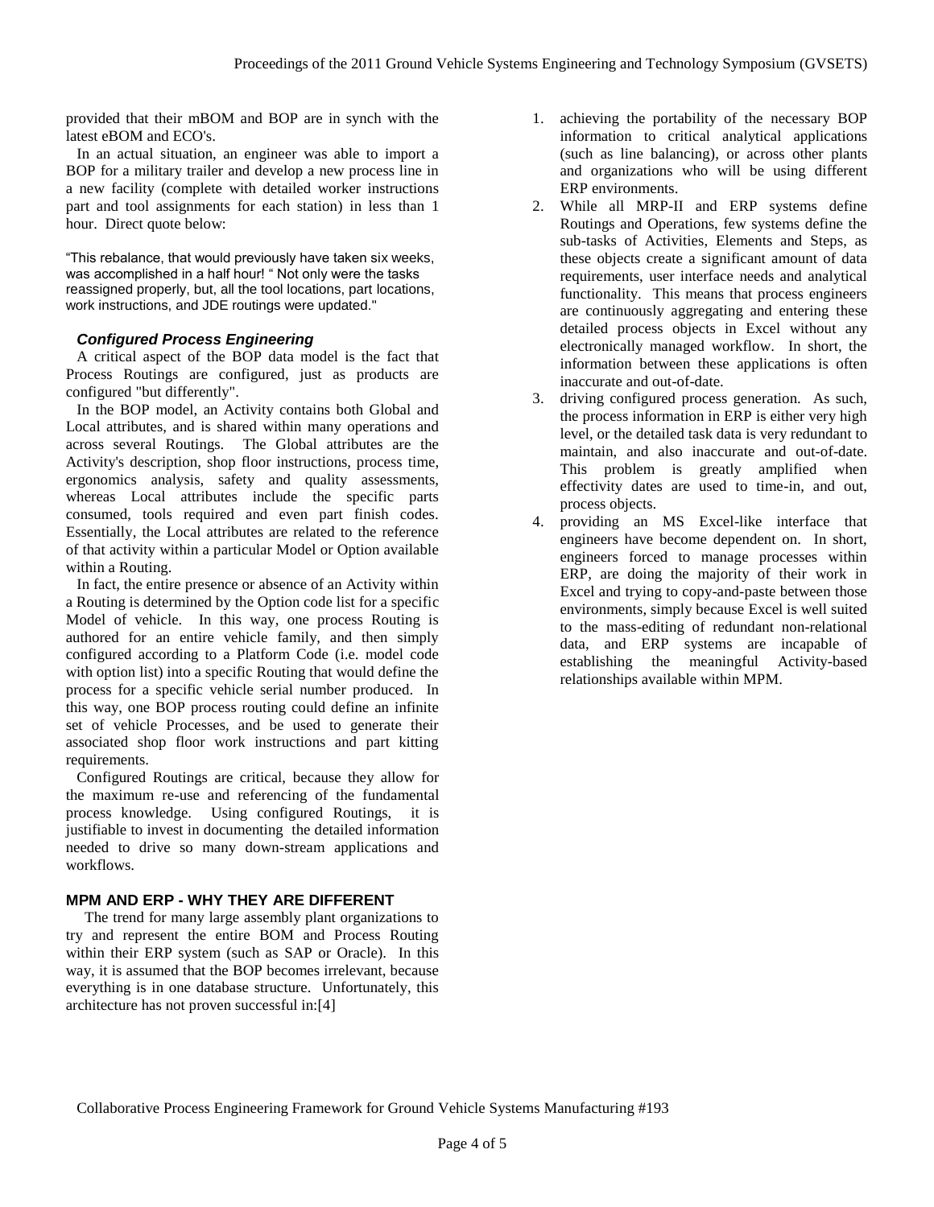provided that their mBOM and BOP are in synch with the latest eBOM and ECO's.

In an actual situation, an engineer was able to import a BOP for a military trailer and develop a new process line in a new facility (complete with detailed worker instructions part and tool assignments for each station) in less than 1 hour. Direct quote below:

"This rebalance, that would previously have taken six weeks, was accomplished in a half hour! " Not only were the tasks reassigned properly, but, all the tool locations, part locations, work instructions, and JDE routings were updated."

### *Configured Process Engineering*

A critical aspect of the BOP data model is the fact that Process Routings are configured, just as products are configured "but differently".

In the BOP model, an Activity contains both Global and Local attributes, and is shared within many operations and across several Routings. The Global attributes are the Activity's description, shop floor instructions, process time, ergonomics analysis, safety and quality assessments, whereas Local attributes include the specific parts consumed, tools required and even part finish codes. Essentially, the Local attributes are related to the reference of that activity within a particular Model or Option available within a Routing.

In fact, the entire presence or absence of an Activity within a Routing is determined by the Option code list for a specific Model of vehicle. In this way, one process Routing is authored for an entire vehicle family, and then simply configured according to a Platform Code (i.e. model code with option list) into a specific Routing that would define the process for a specific vehicle serial number produced. In this way, one BOP process routing could define an infinite set of vehicle Processes, and be used to generate their associated shop floor work instructions and part kitting requirements.

Configured Routings are critical, because they allow for the maximum re-use and referencing of the fundamental process knowledge. Using configured Routings, it is justifiable to invest in documenting the detailed information needed to drive so many down-stream applications and workflows.

## MPM AND ERP - WHY THEY ARE DIFFERENT

The trend for many large assembly plant organizations to try and represent the entire BOM and Process Routing within their ERP system (such as SAP or Oracle). In this way, it is assumed that the BOP becomes irrelevant, because everything is in one database structure. Unfortunately, this architecture has not proven successful in:[4]

1. achieving the portability of the necessary BOP information to critical analytical applications (such as line balancing), or across other plants and organizations who will be using different ERP environments.
2. While all MRP-II and ERP systems define Routings and Operations, few systems define the sub-tasks of Activities, Elements and Steps, as these objects create a significant amount of data requirements, user interface needs and analytical functionality. This means that process engineers are continuously aggregating and entering these detailed process objects in Excel without any electronically managed workflow. In short, the information between these applications is often inaccurate and out-of-date.
3. driving configured process generation. As such, the process information in ERP is either very high level, or the detailed task data is very redundant to maintain, and also inaccurate and out-of-date. This problem is greatly amplified when effectivity dates are used to time-in, and out, process objects.
4. providing an MS Excel-like interface that engineers have become dependent on. In short, engineers forced to manage processes within ERP, are doing the majority of their work in Excel and trying to copy-and-paste between those environments, simply because Excel is well suited to the mass-editing of redundant non-relational data, and ERP systems are incapable of establishing the meaningful Activity-based relationships available within MPM.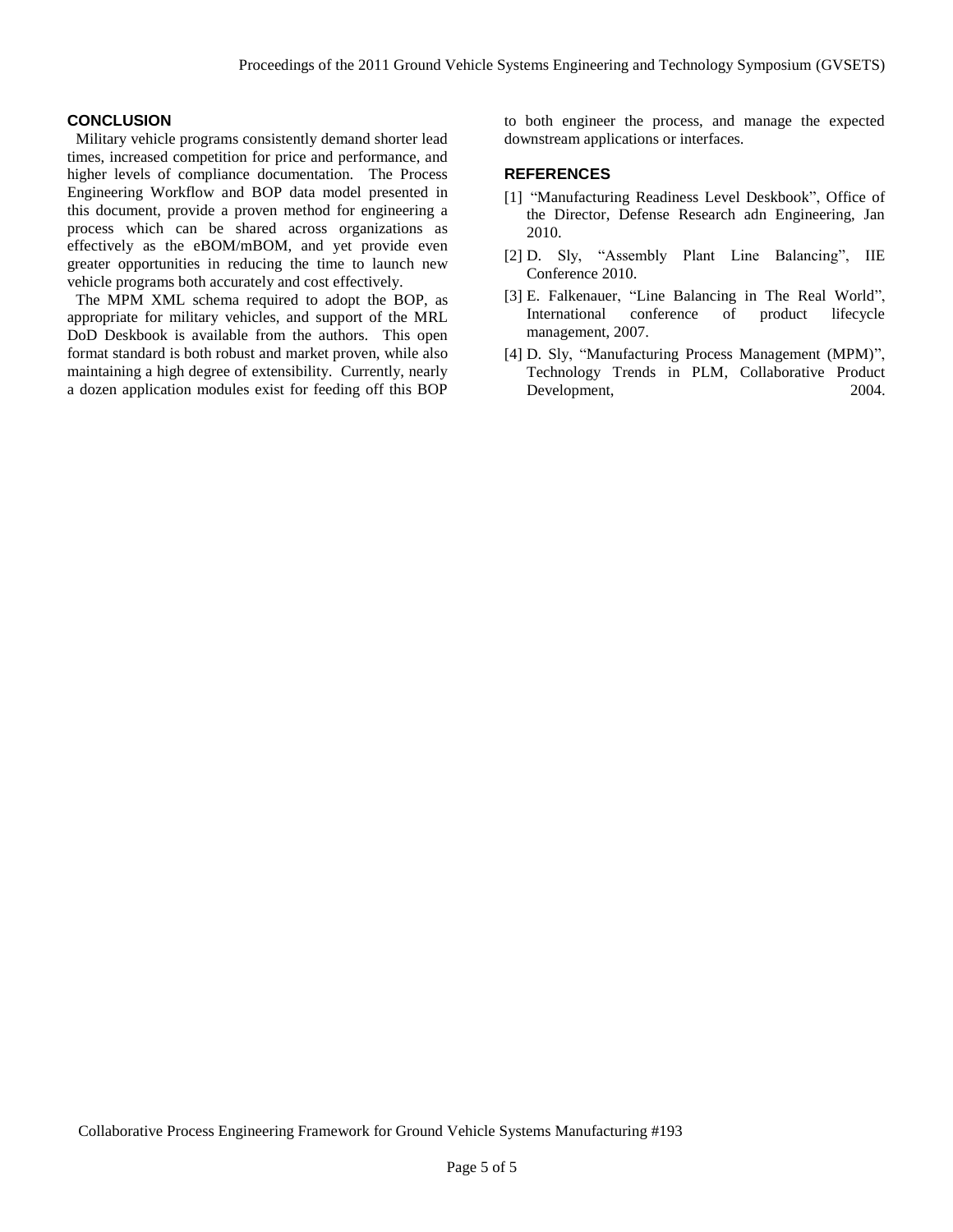## CONCLUSION

Military vehicle programs consistently demand shorter lead times, increased competition for price and performance, and higher levels of compliance documentation. The Process Engineering Workflow and BOP data model presented in this document, provide a proven method for engineering a process which can be shared across organizations as effectively as the eBOM/mBOM, and yet provide even greater opportunities in reducing the time to launch new vehicle programs both accurately and cost effectively.

The MPM XML schema required to adopt the BOP, as appropriate for military vehicles, and support of the MRL DoD Deskbook is available from the authors. This open format standard is both robust and market proven, while also maintaining a high degree of extensibility. Currently, nearly a dozen application modules exist for feeding off this BOP to both engineer the process, and manage the expected downstream applications or interfaces.

## REFERENCES

[1] "Manufacturing Readiness Level Deskbook", Office of the Director, Defense Research adn Engineering, Jan 2010.

[2] D. Sly, "Assembly Plant Line Balancing", IIE Conference 2010.

[3] E. Falkenauer, "Line Balancing in The Real World", International conference of product lifecycle management, 2007.

[4] D. Sly, "Manufacturing Process Management (MPM)", Technology Trends in PLM, Collaborative Product Development, 2004.